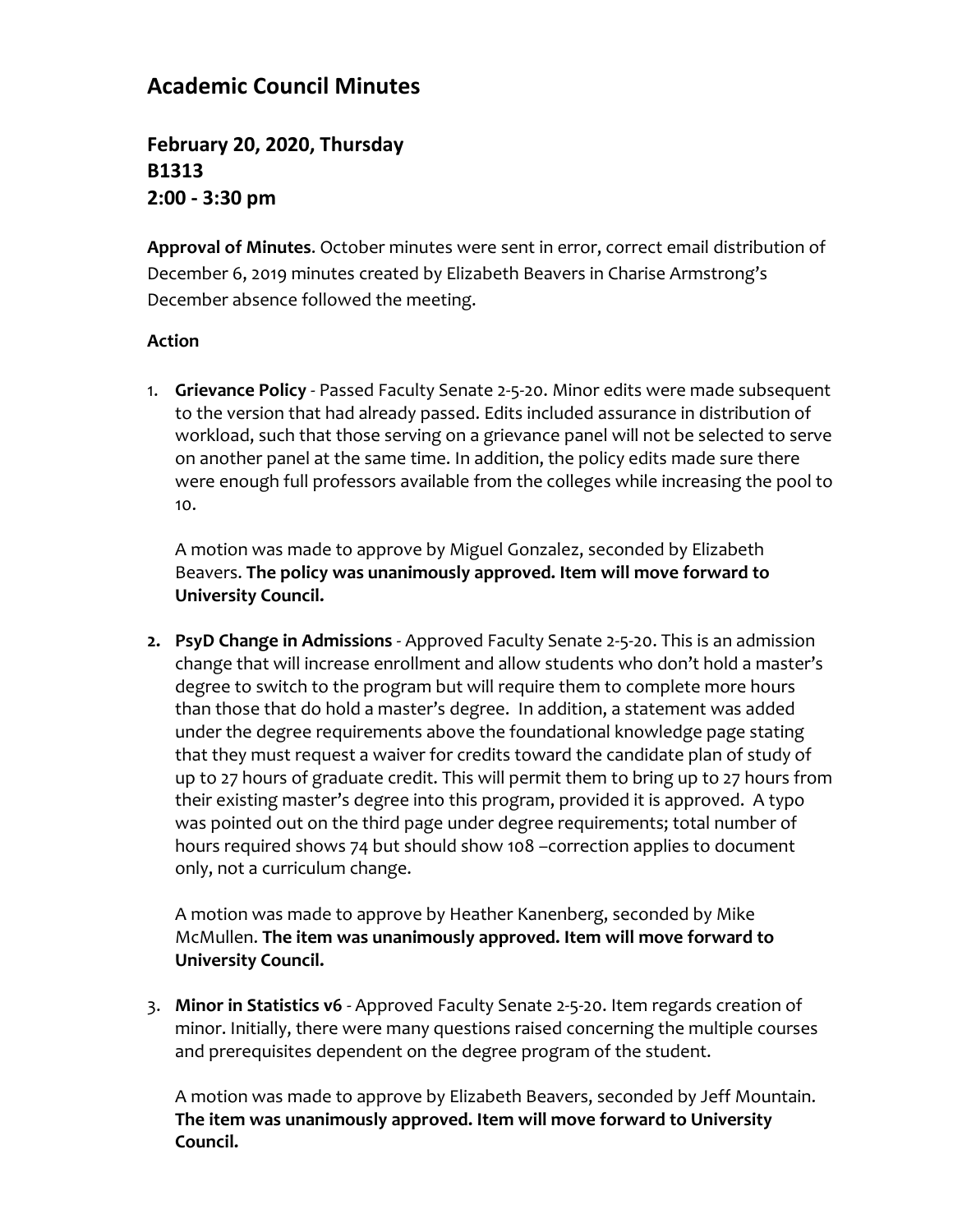# Academic Council Minutes

## February 20, 2020, Thursday
## B1313
## 2:00 - 3:30 pm

**Approval of Minutes**. October minutes were sent in error, correct email distribution of December 6, 2019 minutes created by Elizabeth Beavers in Charise Armstrong's December absence followed the meeting.

**Action**

1. **Grievance Policy** - Passed Faculty Senate 2-5-20. Minor edits were made subsequent to the version that had already passed. Edits included assurance in distribution of workload, such that those serving on a grievance panel will not be selected to serve on another panel at the same time. In addition, the policy edits made sure there were enough full professors available from the colleges while increasing the pool to 10.

   A motion was made to approve by Miguel Gonzalez, seconded by Elizabeth Beavers. **The policy was unanimously approved. Item will move forward to University Council.**

2. **PsyD Change in Admissions** - Approved Faculty Senate 2-5-20. This is an admission change that will increase enrollment and allow students who don't hold a master's degree to switch to the program but will require them to complete more hours than those that do hold a master's degree. In addition, a statement was added under the degree requirements above the foundational knowledge page stating that they must request a waiver for credits toward the candidate plan of study of up to 27 hours of graduate credit. This will permit them to bring up to 27 hours from their existing master's degree into this program, provided it is approved. A typo was pointed out on the third page under degree requirements; total number of hours required shows 74 but should show 108 –correction applies to document only, not a curriculum change.

   A motion was made to approve by Heather Kanenberg, seconded by Mike McMullen. **The item was unanimously approved. Item will move forward to University Council.**

3. **Minor in Statistics v6** - Approved Faculty Senate 2-5-20. Item regards creation of minor. Initially, there were many questions raised concerning the multiple courses and prerequisites dependent on the degree program of the student.

   A motion was made to approve by Elizabeth Beavers, seconded by Jeff Mountain. **The item was unanimously approved. Item will move forward to University Council.**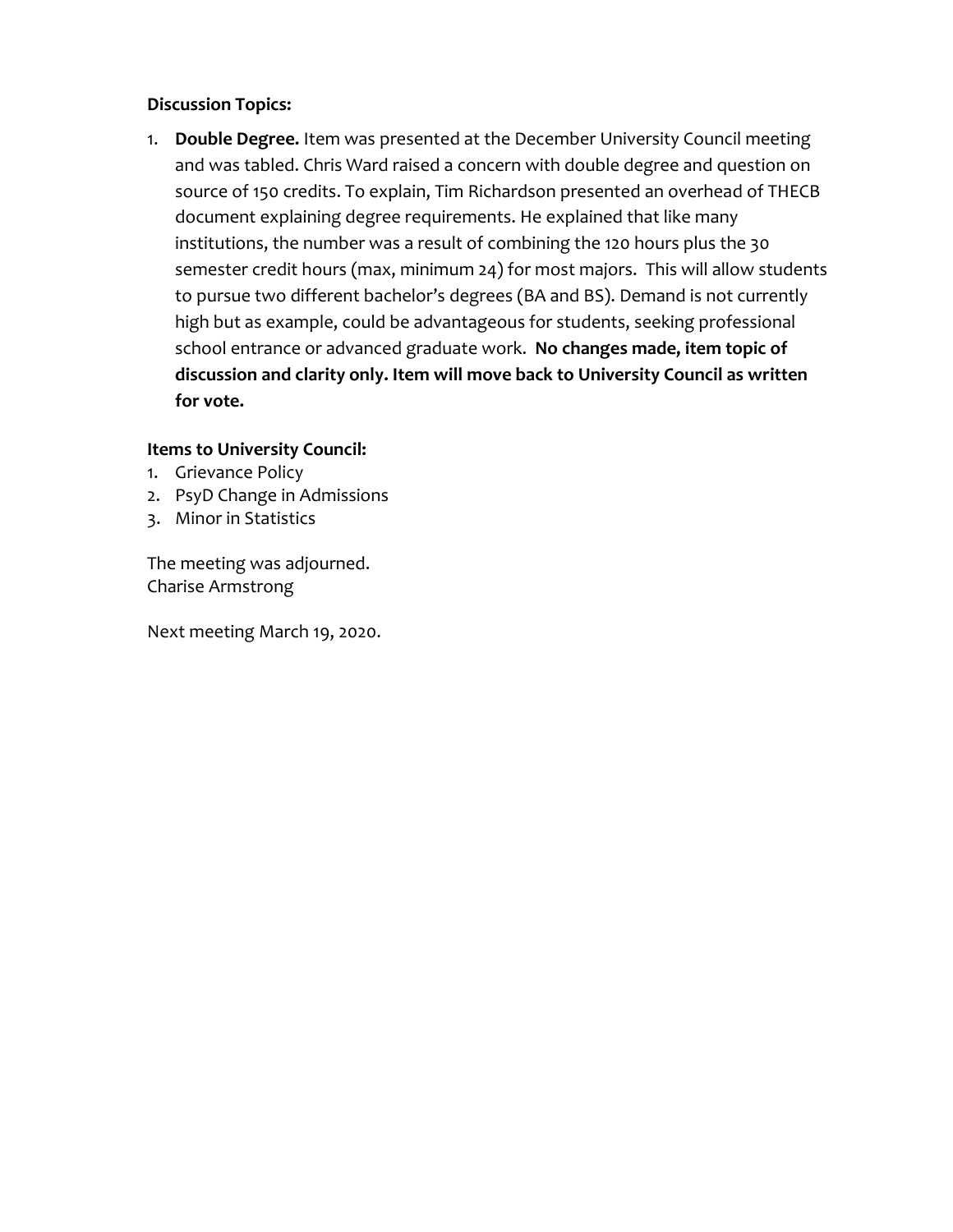**Discussion Topics:**

1. **Double Degree.** Item was presented at the December University Council meeting and was tabled. Chris Ward raised a concern with double degree and question on source of 150 credits. To explain, Tim Richardson presented an overhead of THECB document explaining degree requirements. He explained that like many institutions, the number was a result of combining the 120 hours plus the 30 semester credit hours (max, minimum 24) for most majors. This will allow students to pursue two different bachelor's degrees (BA and BS). Demand is not currently high but as example, could be advantageous for students, seeking professional school entrance or advanced graduate work. **No changes made, item topic of discussion and clarity only. Item will move back to University Council as written for vote.**

**Items to University Council:**

1. Grievance Policy
2. PsyD Change in Admissions
3. Minor in Statistics

The meeting was adjourned.
Charise Armstrong

Next meeting March 19, 2020.